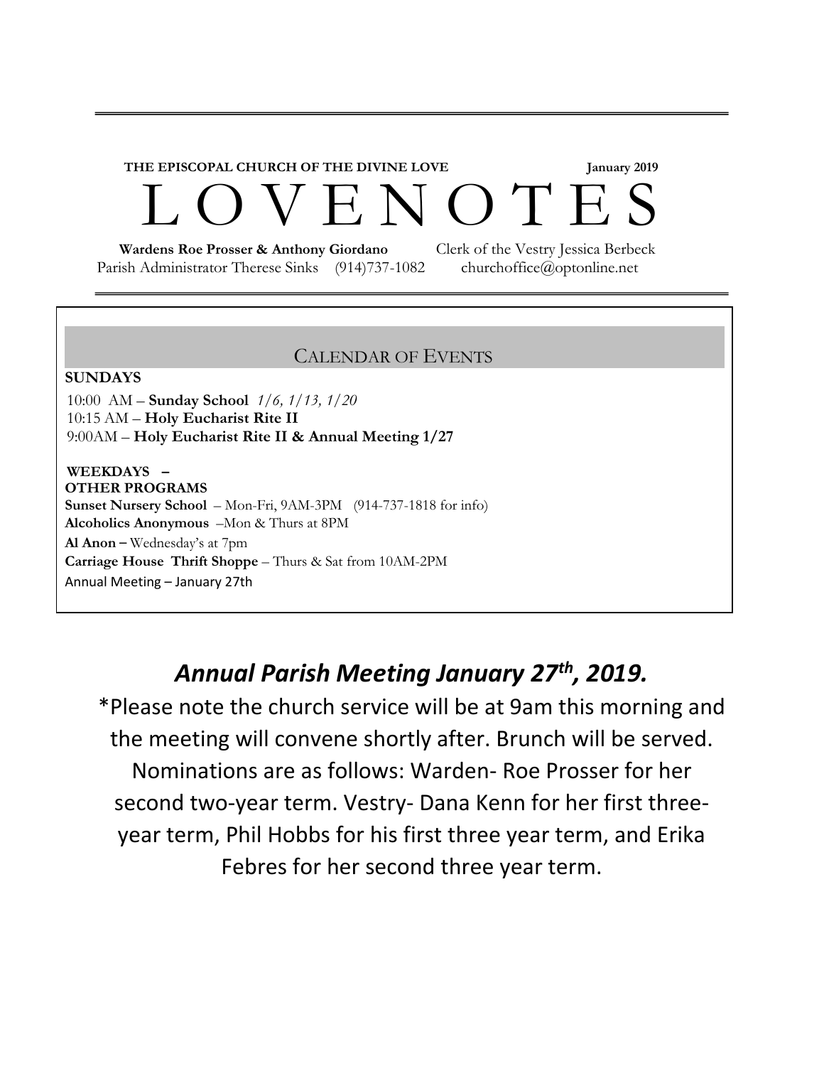**THE EPISCOPAL CHURCH OF THE DIVINE LOVE** **January 2019**

# L O V E N O T E S

**Wardens Roe Prosser & Anthony Giordano** Clerk of the Vestry Jessica Berbeck
Parish Administrator Therese Sinks (914)737-1082 churchoffice@optonline.net

---

## CALENDAR OF EVENTS

**SUNDAYS**

10:00 AM – **Sunday School** *1/6, 1/13, 1/20*
10:15 AM – **Holy Eucharist Rite II**
9:00AM – **Holy Eucharist Rite II & Annual Meeting 1/27**

**WEEKDAYS –**
**OTHER PROGRAMS**
**Sunset Nursery School** – Mon-Fri, 9AM-3PM (914-737-1818 for info)
**Alcoholics Anonymous** –Mon & Thurs at 8PM
**Al Anon –** Wednesday's at 7pm
**Carriage House Thrift Shoppe** – Thurs & Sat from 10AM-2PM
Annual Meeting – January 27th

## *Annual Parish Meeting January 27th, 2019.*

*Please note the church service will be at 9am this morning and the meeting will convene shortly after. Brunch will be served. Nominations are as follows: Warden- Roe Prosser for her second two-year term. Vestry- Dana Kenn for her first three-year term, Phil Hobbs for his first three year term, and Erika Febres for her second three year term.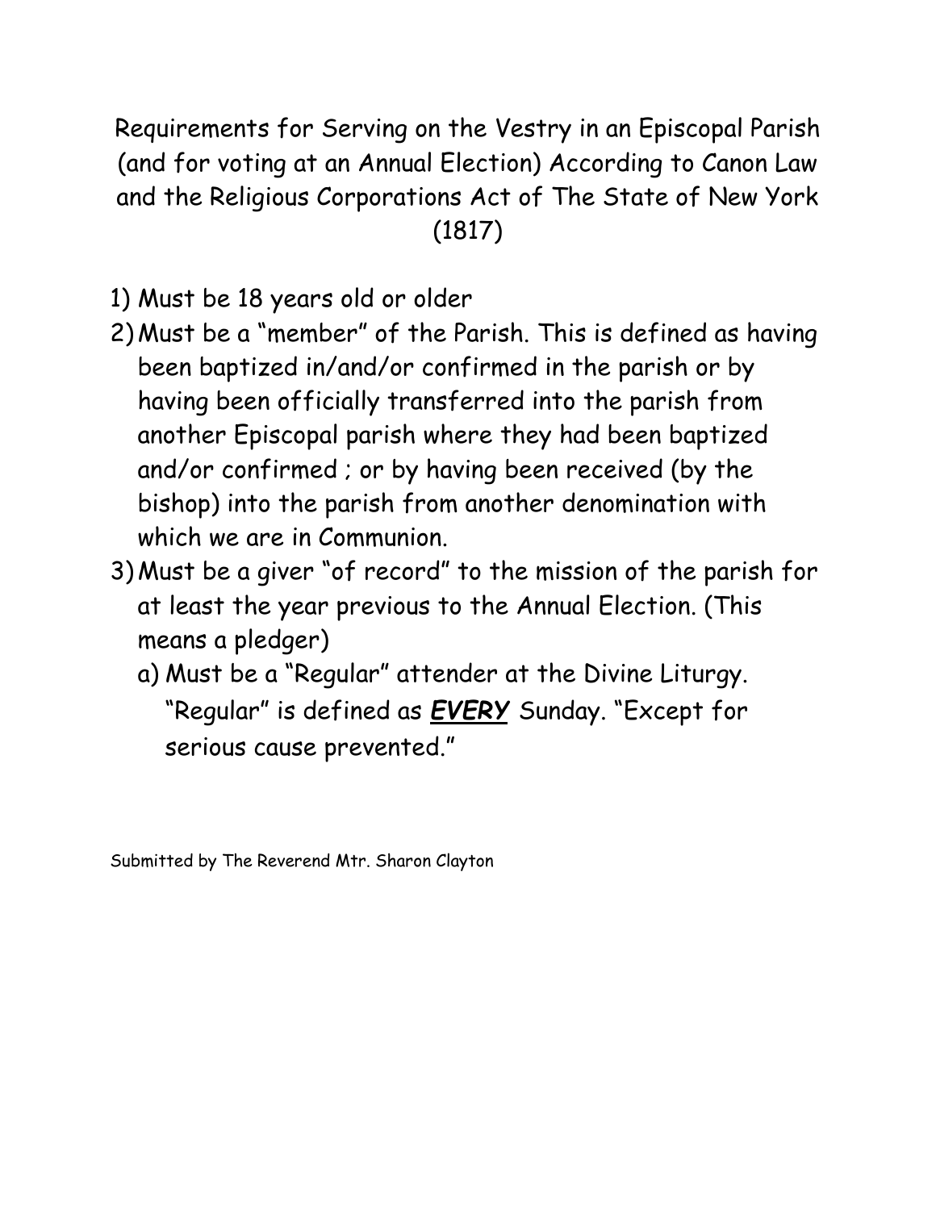# Requirements for Serving on the Vestry in an Episcopal Parish (and for voting at an Annual Election) According to Canon Law and the Religious Corporations Act of The State of New York (1817)

1) Must be 18 years old or older
2) Must be a "member" of the Parish. This is defined as having been baptized in/and/or confirmed in the parish or by having been officially transferred into the parish from another Episcopal parish where they had been baptized and/or confirmed ; or by having been received (by the bishop) into the parish from another denomination with which we are in Communion.
3) Must be a giver "of record" to the mission of the parish for at least the year previous to the Annual Election. (This means a pledger)
   a) Must be a "Regular" attender at the Divine Liturgy. "Regular" is defined as ***<u>EVERY</u>*** Sunday. "Except for serious cause prevented."

Submitted by The Reverend Mtr. Sharon Clayton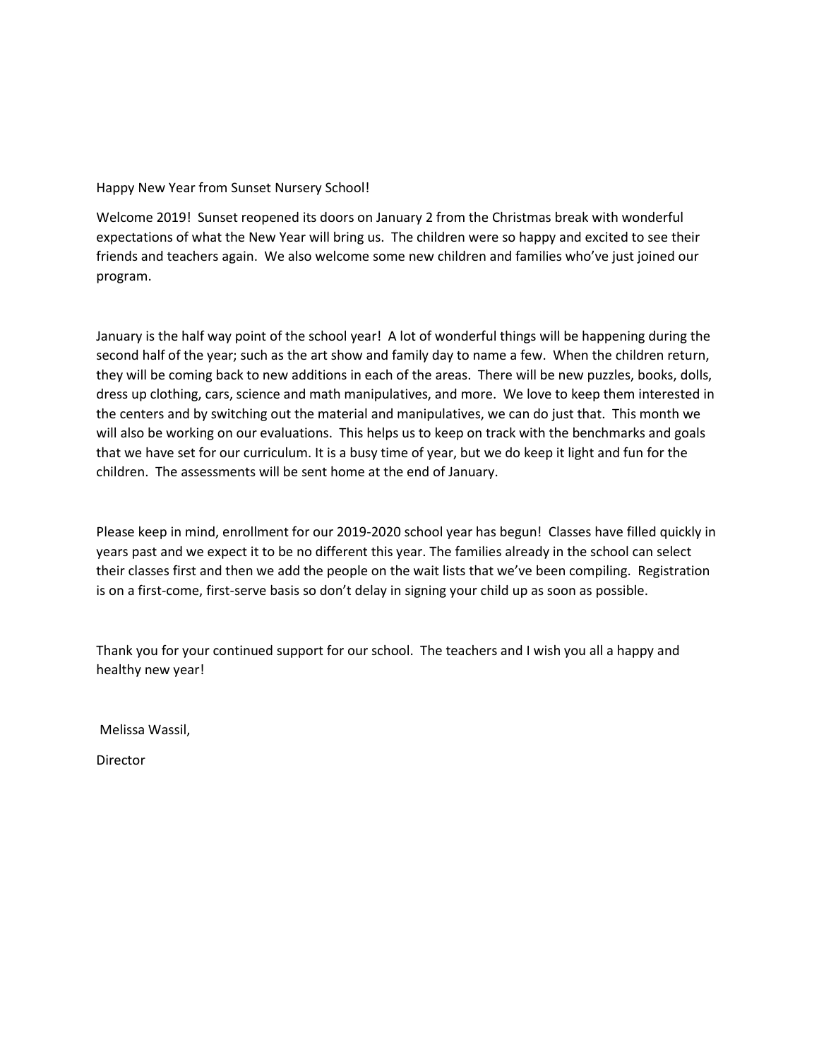Happy New Year from Sunset Nursery School!

Welcome 2019! Sunset reopened its doors on January 2 from the Christmas break with wonderful expectations of what the New Year will bring us. The children were so happy and excited to see their friends and teachers again. We also welcome some new children and families who've just joined our program.

January is the half way point of the school year! A lot of wonderful things will be happening during the second half of the year; such as the art show and family day to name a few. When the children return, they will be coming back to new additions in each of the areas. There will be new puzzles, books, dolls, dress up clothing, cars, science and math manipulatives, and more. We love to keep them interested in the centers and by switching out the material and manipulatives, we can do just that. This month we will also be working on our evaluations. This helps us to keep on track with the benchmarks and goals that we have set for our curriculum. It is a busy time of year, but we do keep it light and fun for the children. The assessments will be sent home at the end of January.

Please keep in mind, enrollment for our 2019-2020 school year has begun! Classes have filled quickly in years past and we expect it to be no different this year. The families already in the school can select their classes first and then we add the people on the wait lists that we've been compiling. Registration is on a first-come, first-serve basis so don't delay in signing your child up as soon as possible.

Thank you for your continued support for our school. The teachers and I wish you all a happy and healthy new year!

Melissa Wassil,

Director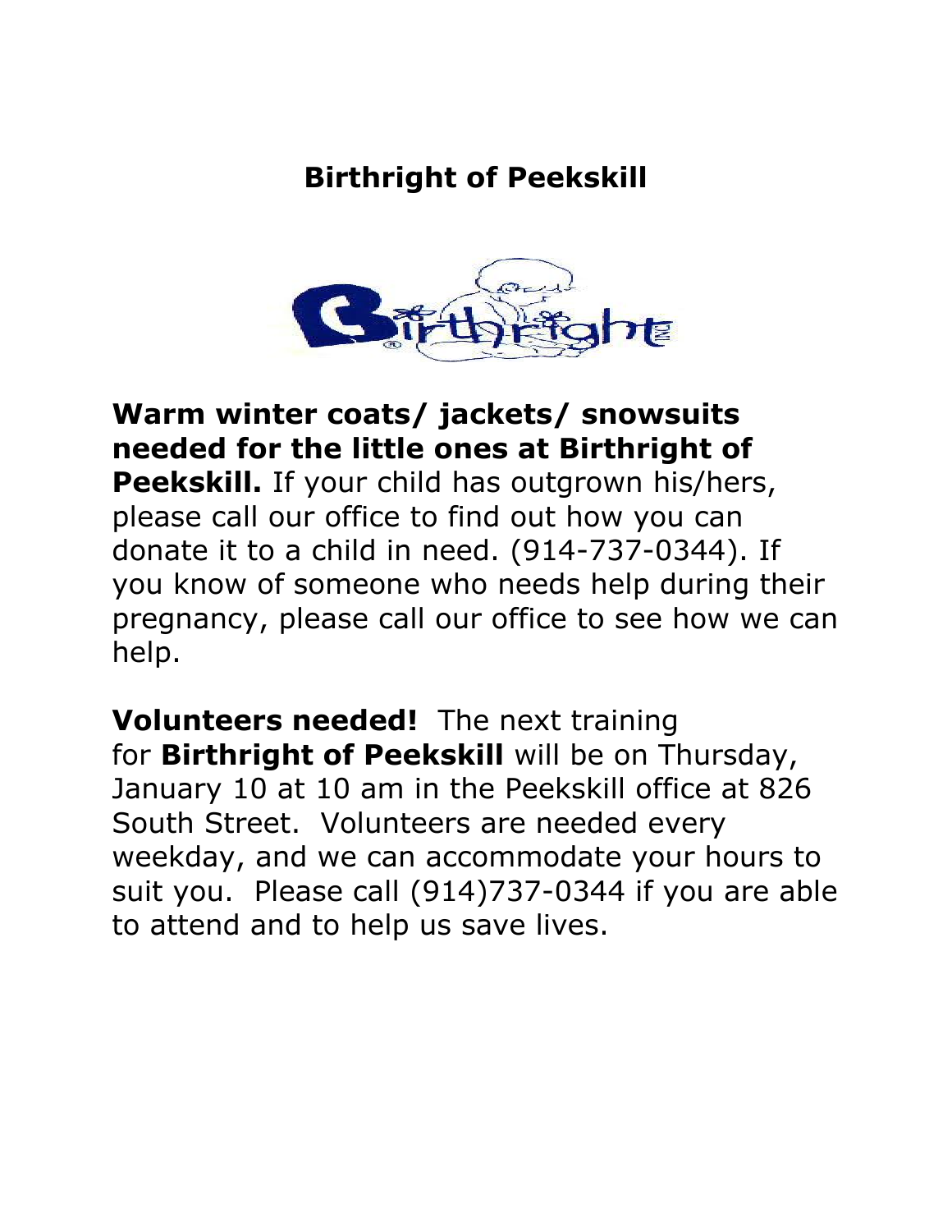# Birthright of Peekskill

**Warm winter coats/ jackets/ snowsuits needed for the little ones at Birthright of Peekskill.** If your child has outgrown his/hers, please call our office to find out how you can donate it to a child in need. (914-737-0344). If you know of someone who needs help during their pregnancy, please call our office to see how we can help.

**Volunteers needed!** The next training for **Birthright of Peekskill** will be on Thursday, January 10 at 10 am in the Peekskill office at 826 South Street. Volunteers are needed every weekday, and we can accommodate your hours to suit you. Please call (914)737-0344 if you are able to attend and to help us save lives.